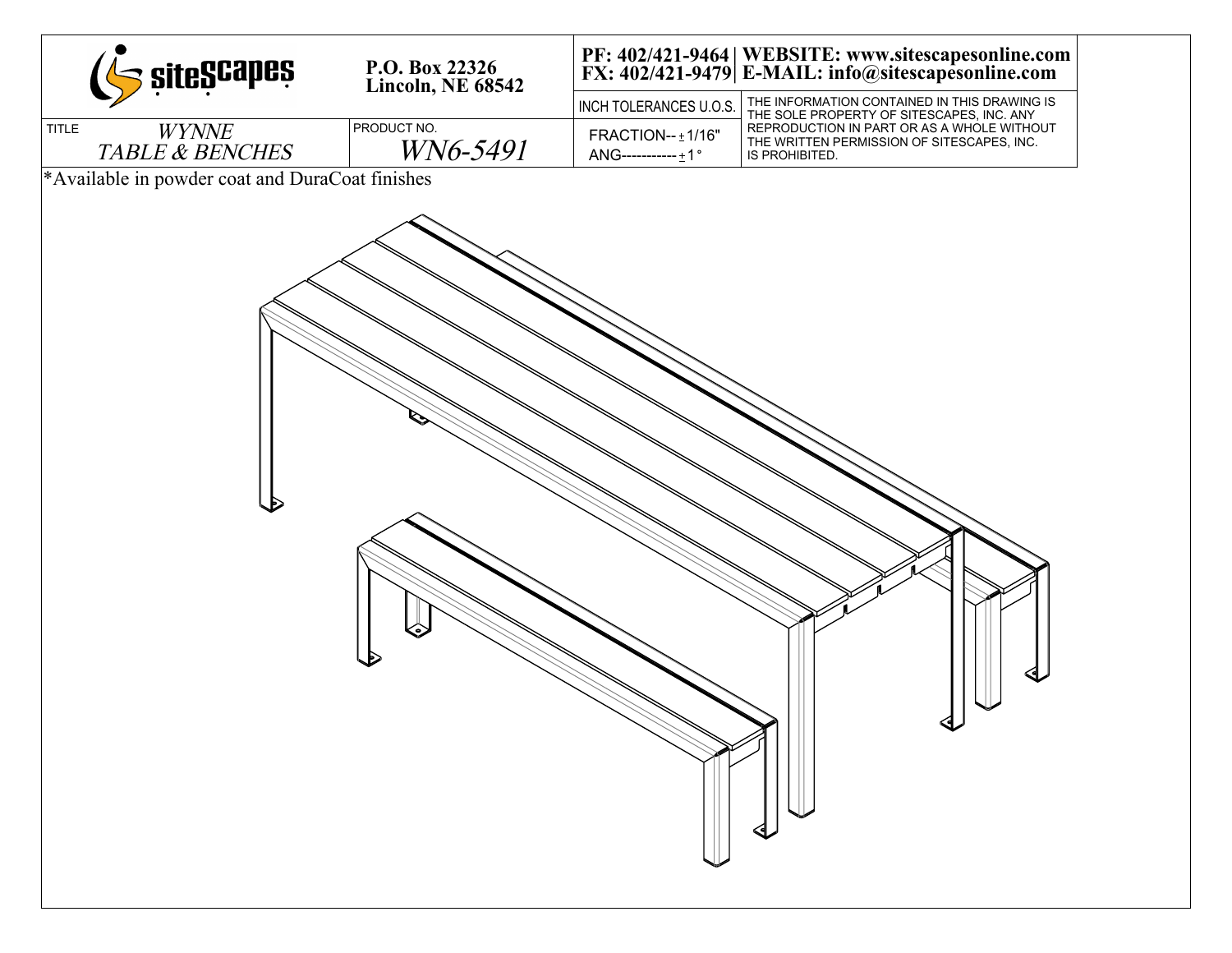siteScapes

P.O. Box 22326
Lincoln, NE 68542

PF: 402/421-9464 | WEBSITE: www.sitescapesonline.com
FX: 402/421-9479 | E-MAIL: info@sitescapesonline.com

| TITLE | PRODUCT NO. | INCH TOLERANCES U.O.S. | |
|---|---|---|---|
| *WYNNE TABLE & BENCHES* | *WN6-5491* | FRACTION-- ± 1/16"<br>ANG----------- ± 1° | THE INFORMATION CONTAINED IN THIS DRAWING IS THE SOLE PROPERTY OF SITESCAPES, INC. ANY REPRODUCTION IN PART OR AS A WHOLE WITHOUT THE WRITTEN PERMISSION OF SITESCAPES, INC. IS PROHIBITED. |

*Available in powder coat and DuraCoat finishes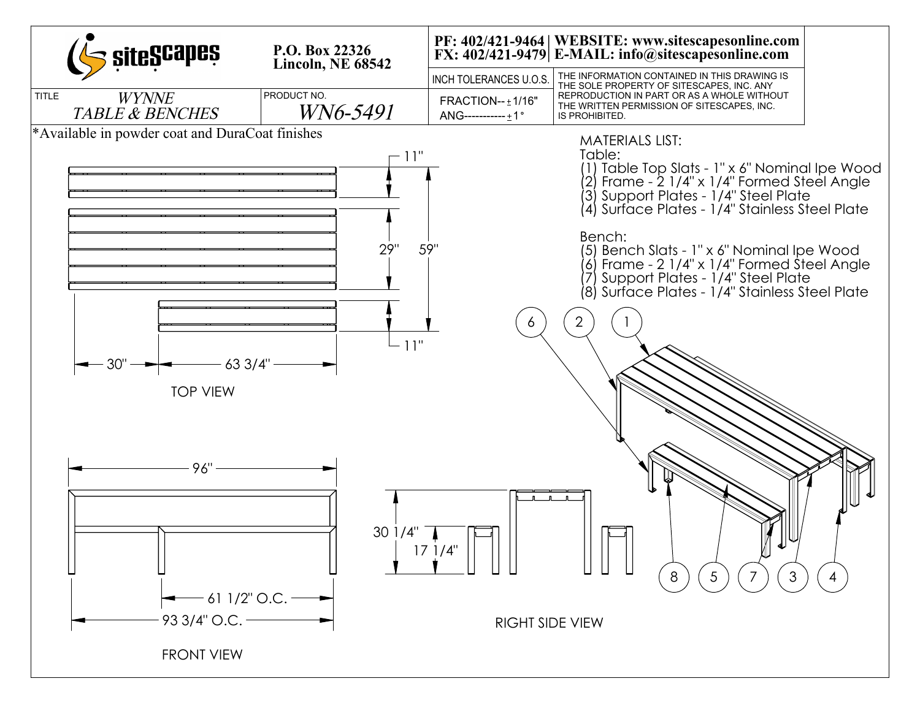siteScapes

P.O. Box 22326
Lincoln, NE 68542

PF: 402/421-9464 | WEBSITE: www.sitescapesonline.com
FX: 402/421-9479 | E-MAIL: info@sitescapesonline.com

| | | | |
|---|---|---|---|
| TITLE *WYNNE TABLE & BENCHES* | PRODUCT NO. *WN6-5491* | INCH TOLERANCES U.O.S. FRACTION-- ± 1/16" ANG----------- ± 1° | THE INFORMATION CONTAINED IN THIS DRAWING IS THE SOLE PROPERTY OF SITESCAPES, INC. ANY REPRODUCTION IN PART OR AS A WHOLE WITHOUT THE WRITTEN PERMISSION OF SITESCAPES, INC. IS PROHIBITED. |

*Available in powder coat and DuraCoat finishes

MATERIALS LIST:

Table:
(1) Table Top Slats - 1" x 6" Nominal Ipe Wood
(2) Frame - 2 1/4" x 1/4" Formed Steel Angle
(3) Support Plates - 1/4" Steel Plate
(4) Surface Plates - 1/4" Stainless Steel Plate

Bench:
(5) Bench Slats - 1" x 6" Nominal Ipe Wood
(6) Frame - 2 1/4" x 1/4" Formed Steel Angle
(7) Support Plates - 1/4" Steel Plate
(8) Surface Plates - 1/4" Stainless Steel Plate

11"
29"
59"
11"
30"
63 3/4"

TOP VIEW

96"
61 1/2" O.C.
93 3/4" O.C.

FRONT VIEW

30 1/4"
17 1/4"

RIGHT SIDE VIEW

6 2 1 8 5 7 3 4